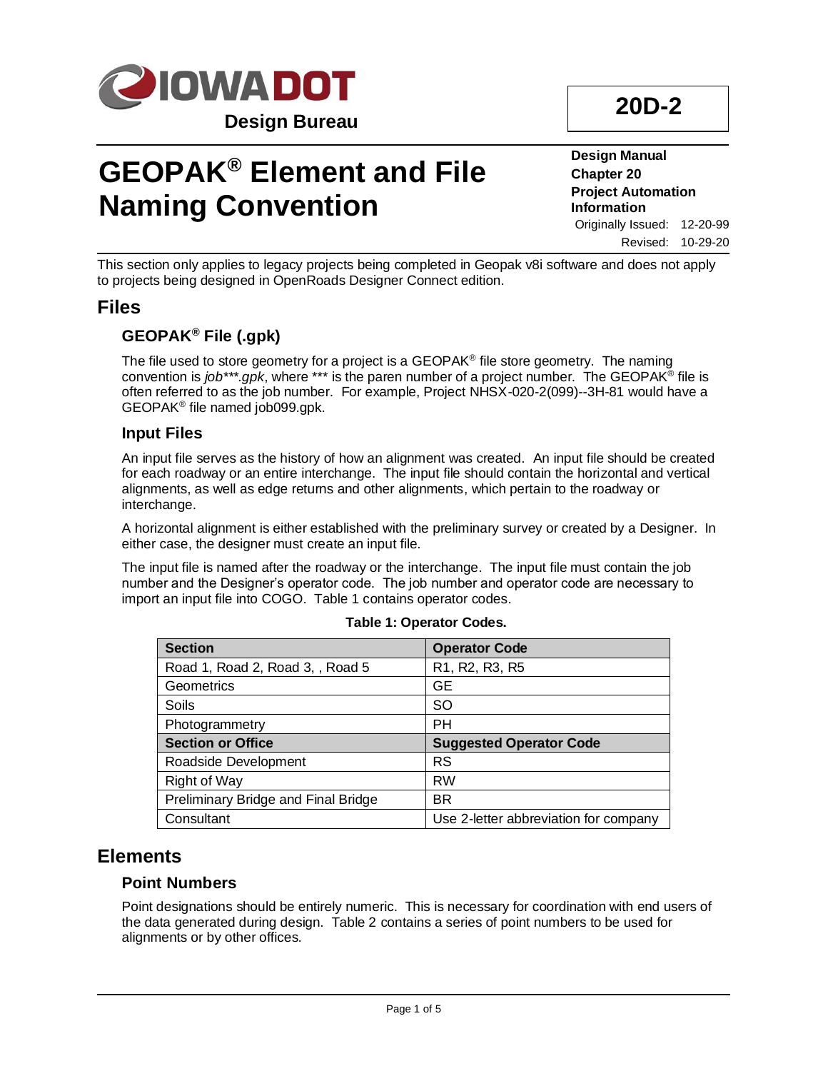IOWA DOT

Design Bureau

**20D-2**

# GEOPAK® Element and File Naming Convention

**Design Manual**
**Chapter 20**
**Project Automation Information**

Originally Issued: 12-20-99
Revised: 10-29-20

This section only applies to legacy projects being completed in Geopak v8i software and does not apply to projects being designed in OpenRoads Designer Connect edition.

## Files

### GEOPAK® File (.gpk)

The file used to store geometry for a project is a GEOPAK® file store geometry. The naming convention is *job\*\*\*.gpk*, where \*\*\* is the paren number of a project number. The GEOPAK® file is often referred to as the job number. For example, Project NHSX-020-2(099)--3H-81 would have a GEOPAK® file named job099.gpk.

### Input Files

An input file serves as the history of how an alignment was created. An input file should be created for each roadway or an entire interchange. The input file should contain the horizontal and vertical alignments, as well as edge returns and other alignments, which pertain to the roadway or interchange.

A horizontal alignment is either established with the preliminary survey or created by a Designer. In either case, the designer must create an input file.

The input file is named after the roadway or the interchange. The input file must contain the job number and the Designer's operator code. The job number and operator code are necessary to import an input file into COGO. Table 1 contains operator codes.

**Table 1: Operator Codes.**

| Section | Operator Code |
|---|---|
| Road 1, Road 2, Road 3, , Road 5 | R1, R2, R3, R5 |
| Geometrics | GE |
| Soils | SO |
| Photogrammetry | PH |
| **Section or Office** | **Suggested Operator Code** |
| Roadside Development | RS |
| Right of Way | RW |
| Preliminary Bridge and Final Bridge | BR |
| Consultant | Use 2-letter abbreviation for company |

## Elements

### Point Numbers

Point designations should be entirely numeric. This is necessary for coordination with end users of the data generated during design. Table 2 contains a series of point numbers to be used for alignments or by other offices.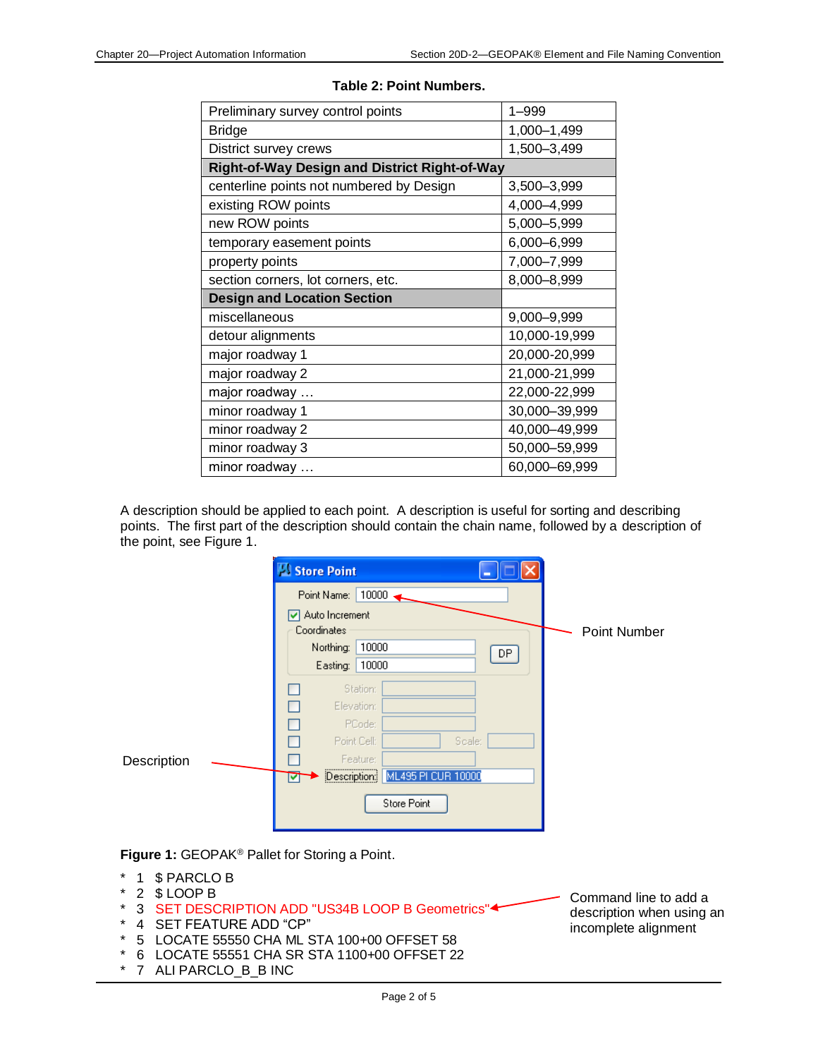**Table 2: Point Numbers.**

| | |
|---|---|
| Preliminary survey control points | 1–999 |
| Bridge | 1,000–1,499 |
| District survey crews | 1,500–3,499 |
| **Right-of-Way Design and District Right-of-Way** | |
| centerline points not numbered by Design | 3,500–3,999 |
| existing ROW points | 4,000–4,999 |
| new ROW points | 5,000–5,999 |
| temporary easement points | 6,000–6,999 |
| property points | 7,000–7,999 |
| section corners, lot corners, etc. | 8,000–8,999 |
| **Design and Location Section** | |
| miscellaneous | 9,000–9,999 |
| detour alignments | 10,000-19,999 |
| major roadway 1 | 20,000-20,999 |
| major roadway 2 | 21,000-21,999 |
| major roadway … | 22,000-22,999 |
| minor roadway 1 | 30,000–39,999 |
| minor roadway 2 | 40,000–49,999 |
| minor roadway 3 | 50,000–59,999 |
| minor roadway … | 60,000–69,999 |

A description should be applied to each point. A description is useful for sorting and describing points. The first part of the description should contain the chain name, followed by a description of the point, see Figure 1.

Store Point

Point Name: 10000

Auto Increment

Coordinates

Northing: 10000

Easting: 10000

DP

Station:

Elevation:

PCode:

Point Cell:

Scale:

Feature:

Description: ML495 PI CUR 10000

Store Point

Point Number

Description

**Figure 1:** GEOPAK® Pallet for Storing a Point.

```
* 1  $ PARCLO B
* 2  $ LOOP B
* 3  SET DESCRIPTION ADD "US34B LOOP B Geometrics"
* 4  SET FEATURE ADD "CP"
* 5  LOCATE 55550 CHA ML STA 100+00 OFFSET 58
* 6  LOCATE 55551 CHA SR STA 1100+00 OFFSET 22
* 7  ALI PARCLO_B_B INC
```

Command line to add a description when using an incomplete alignment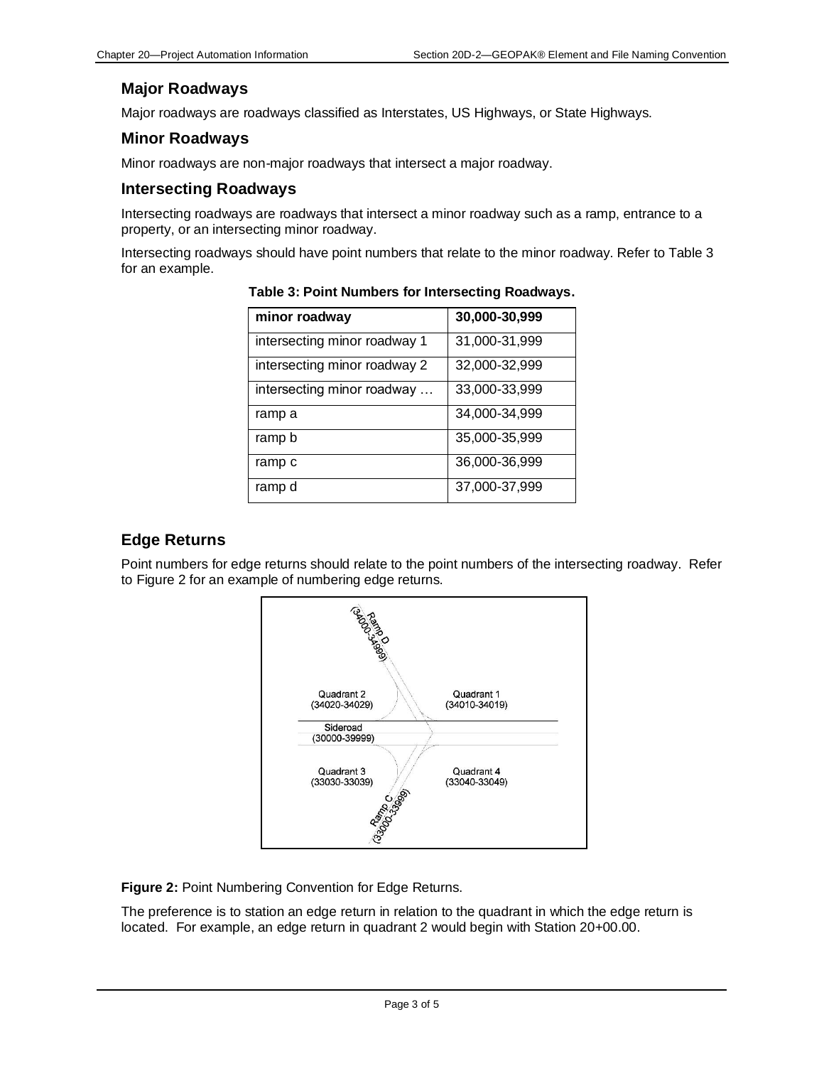### Major Roadways

Major roadways are roadways classified as Interstates, US Highways, or State Highways.

### Minor Roadways

Minor roadways are non-major roadways that intersect a major roadway.

### Intersecting Roadways

Intersecting roadways are roadways that intersect a minor roadway such as a ramp, entrance to a property, or an intersecting minor roadway.

Intersecting roadways should have point numbers that relate to the minor roadway. Refer to Table 3 for an example.

**Table 3: Point Numbers for Intersecting Roadways.**

| minor roadway | 30,000-30,999 |
|---|---|
| intersecting minor roadway 1 | 31,000-31,999 |
| intersecting minor roadway 2 | 32,000-32,999 |
| intersecting minor roadway … | 33,000-33,999 |
| ramp a | 34,000-34,999 |
| ramp b | 35,000-35,999 |
| ramp c | 36,000-36,999 |
| ramp d | 37,000-37,999 |

### Edge Returns

Point numbers for edge returns should relate to the point numbers of the intersecting roadway. Refer to Figure 2 for an example of numbering edge returns.

**Figure 2:** Point Numbering Convention for Edge Returns.

The preference is to station an edge return in relation to the quadrant in which the edge return is located. For example, an edge return in quadrant 2 would begin with Station 20+00.00.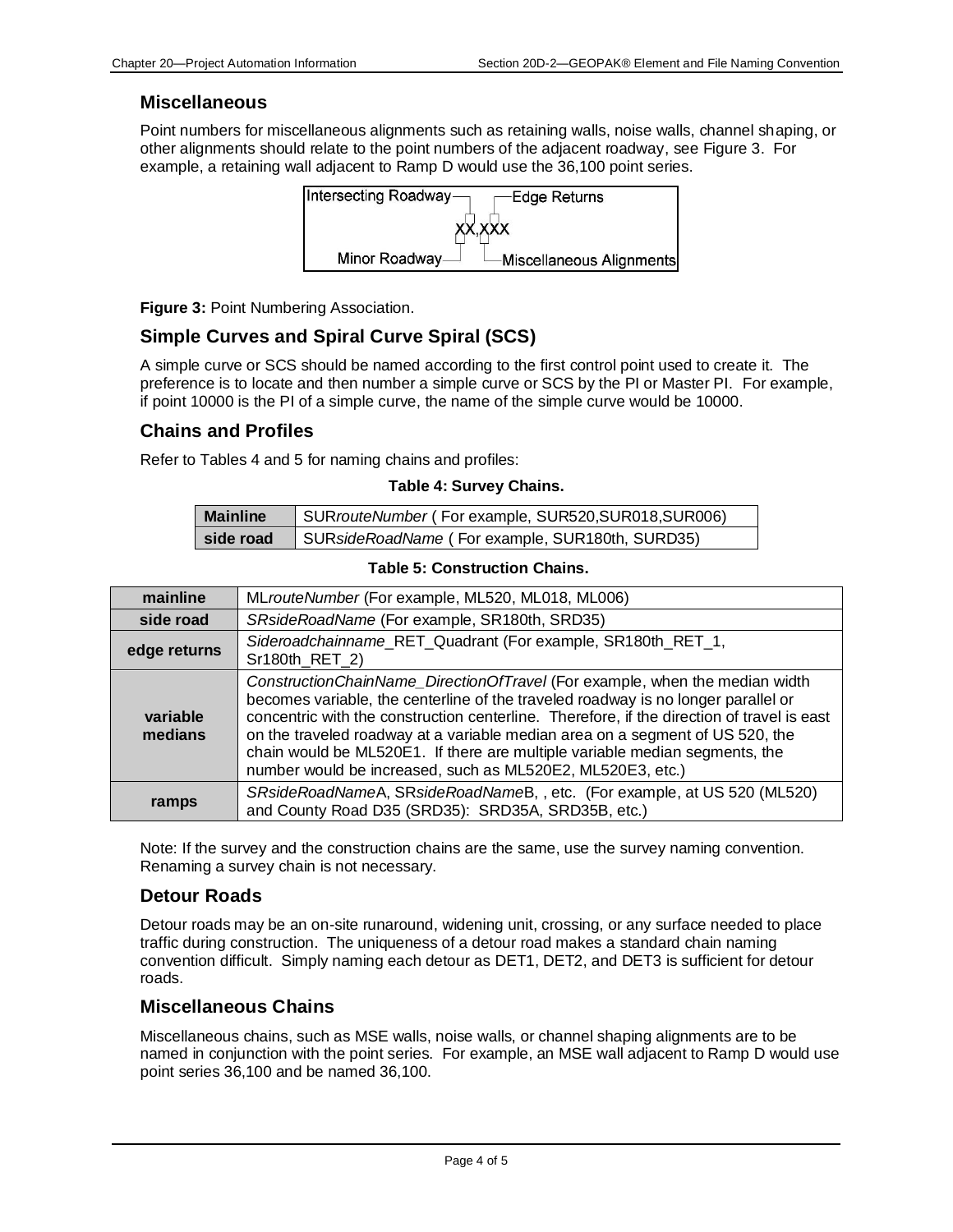## Miscellaneous

Point numbers for miscellaneous alignments such as retaining walls, noise walls, channel shaping, or other alignments should relate to the point numbers of the adjacent roadway, see Figure 3. For example, a retaining wall adjacent to Ramp D would use the 36,100 point series.

```
Intersecting Roadway ─┐      ┌─ Edge Returns
                      XX,XXX
Minor Roadway ────────┘      └─ Miscellaneous Alignments
```

**Figure 3:** Point Numbering Association.

## Simple Curves and Spiral Curve Spiral (SCS)

A simple curve or SCS should be named according to the first control point used to create it. The preference is to locate and then number a simple curve or SCS by the PI or Master PI. For example, if point 10000 is the PI of a simple curve, the name of the simple curve would be 10000.

## Chains and Profiles

Refer to Tables 4 and 5 for naming chains and profiles:

**Table 4: Survey Chains.**

| | |
|---|---|
| **Mainline** | SUR*routeNumber* ( For example, SUR520,SUR018,SUR006) |
| **side road** | SUR*sideRoadName* ( For example, SUR180th, SURD35) |

**Table 5: Construction Chains.**

| | |
|---|---|
| **mainline** | ML*routeNumber* (For example, ML520, ML018, ML006) |
| **side road** | *SRsideRoadName* (For example, SR180th, SRD35) |
| **edge returns** | *Sideroadchainname*_RET_Quadrant (For example, SR180th_RET_1, Sr180th_RET_2) |
| **variable medians** | *ConstructionChainName_DirectionOfTravel* (For example, when the median width becomes variable, the centerline of the traveled roadway is no longer parallel or concentric with the construction centerline. Therefore, if the direction of travel is east on the traveled roadway at a variable median area on a segment of US 520, the chain would be ML520E1. If there are multiple variable median segments, the number would be increased, such as ML520E2, ML520E3, etc.) |
| **ramps** | *SRsideRoadName*A, SR*sideRoadName*B, , etc. (For example, at US 520 (ML520) and County Road D35 (SRD35): SRD35A, SRD35B, etc.) |

Note: If the survey and the construction chains are the same, use the survey naming convention. Renaming a survey chain is not necessary.

## Detour Roads

Detour roads may be an on-site runaround, widening unit, crossing, or any surface needed to place traffic during construction. The uniqueness of a detour road makes a standard chain naming convention difficult. Simply naming each detour as DET1, DET2, and DET3 is sufficient for detour roads.

## Miscellaneous Chains

Miscellaneous chains, such as MSE walls, noise walls, or channel shaping alignments are to be named in conjunction with the point series. For example, an MSE wall adjacent to Ramp D would use point series 36,100 and be named 36,100.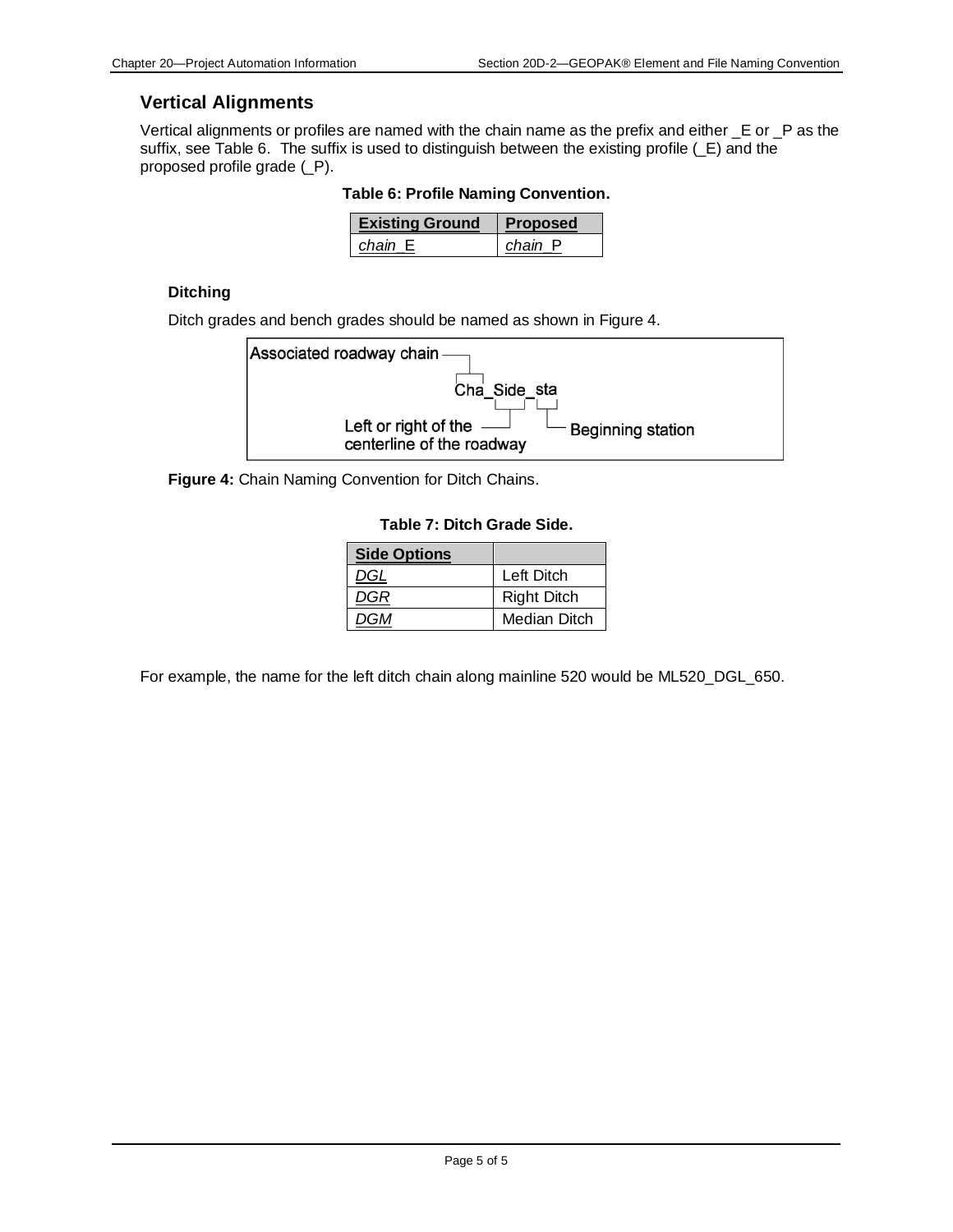## Vertical Alignments

Vertical alignments or profiles are named with the chain name as the prefix and either _E or _P as the suffix, see Table 6. The suffix is used to distinguish between the existing profile (_E) and the proposed profile grade (_P).

**Table 6: Profile Naming Convention.**

| Existing Ground | Proposed |
|---|---|
| *chain*_E | *chain*_P |

### Ditching

Ditch grades and bench grades should be named as shown in Figure 4.

```
Associated roadway chain ──┐
                           Cha_Side_sta
Left or right of the ──────────┘    └── Beginning station
centerline of the roadway
```

**Figure 4:** Chain Naming Convention for Ditch Chains.

**Table 7: Ditch Grade Side.**

| Side Options | |
|---|---|
| *DGL* | Left Ditch |
| *DGR* | Right Ditch |
| *DGM* | Median Ditch |

For example, the name for the left ditch chain along mainline 520 would be ML520_DGL_650.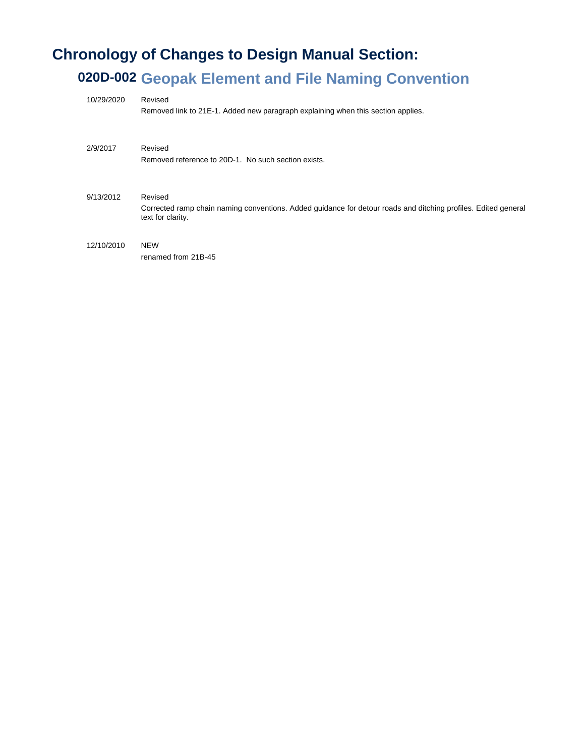# Chronology of Changes to Design Manual Section:

## 020D-002 Geopak Element and File Naming Convention

| | | |
|---|---|---|
| 10/29/2020 | Revised | Removed link to 21E-1. Added new paragraph explaining when this section applies. |
| 2/9/2017 | Revised | Removed reference to 20D-1. No such section exists. |
| 9/13/2012 | Revised | Corrected ramp chain naming conventions. Added guidance for detour roads and ditching profiles. Edited general text for clarity. |
| 12/10/2010 | NEW | renamed from 21B-45 |